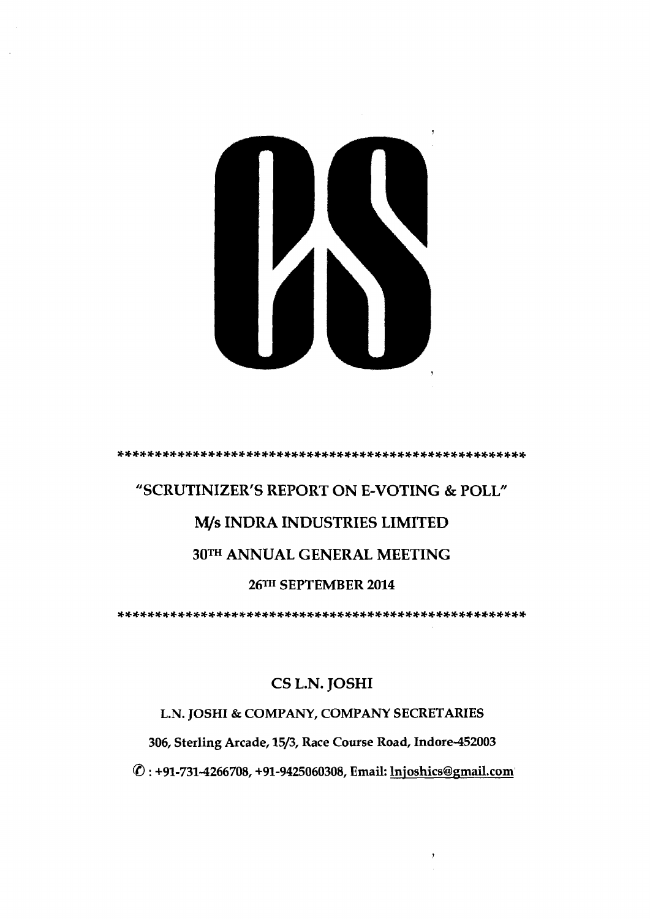*****************************************************

# "SCRUTINIZER'S REPORT ON E-VOTING & POLL"

## M/s INDRA INDUSTRIES LIMITED

## 30TH ANNUAL GENERAL MEETING

### 26TH SEPTEMBER 2014

*****************************************************

**CS L.N. JOSHI**

**L.N. JOSHI & COMPANY, COMPANY SECRETARIES**

**306, Sterling Arcade, 15/3, Race Course Road, Indore-452003**

**✆ : +91-731-4266708, +91-9425060308, Email: lnjoshics@gmail.com**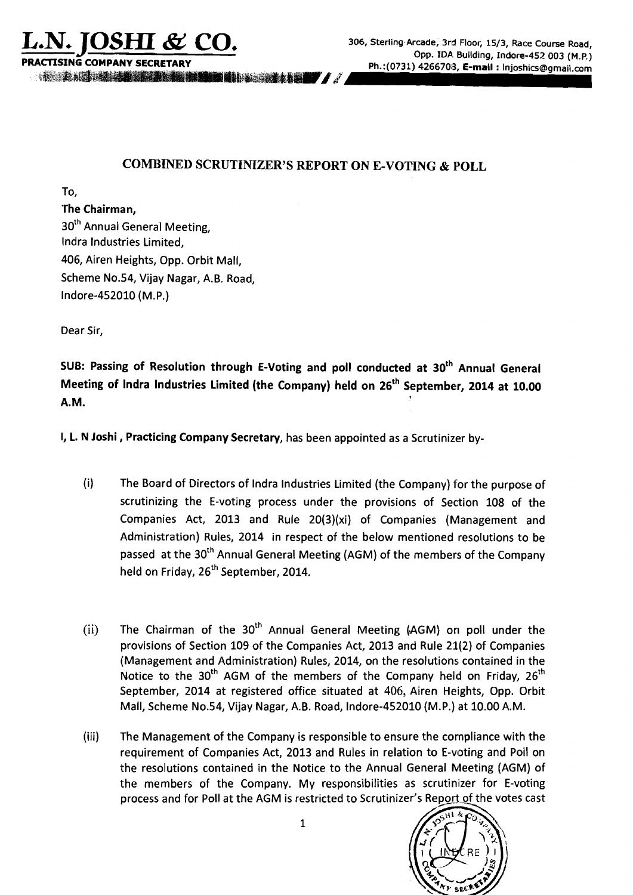# L.N. JOSHI & CO.

**PRACTISING COMPANY SECRETARY**

306, Sterling Arcade, 3rd Floor, 15/3, Race Course Road,
Opp. IDA Building, Indore-452 003 (M.P.)
Ph.:(0731) 4266708, **E-mail :** lnjoshics@gmail.com

## COMBINED SCRUTINIZER'S REPORT ON E-VOTING & POLL

To,

**The Chairman,**
30th Annual General Meeting,
Indra Industries Limited,
406, Airen Heights, Opp. Orbit Mall,
Scheme No.54, Vijay Nagar, A.B. Road,
Indore-452010 (M.P.)

Dear Sir,

**SUB: Passing of Resolution through E-Voting and poll conducted at 30th Annual General Meeting of Indra Industries Limited (the Company) held on 26th September, 2014 at 10.00 A.M.**

**I, L. N Joshi , Practicing Company Secretary,** has been appointed as a Scrutinizer by-

(i) The Board of Directors of Indra Industries Limited (the Company) for the purpose of scrutinizing the E-voting process under the provisions of Section 108 of the Companies Act, 2013 and Rule 20(3)(xi) of Companies (Management and Administration) Rules, 2014 in respect of the below mentioned resolutions to be passed at the 30th Annual General Meeting (AGM) of the members of the Company held on Friday, 26th September, 2014.

(ii) The Chairman of the 30th Annual General Meeting (AGM) on poll under the provisions of Section 109 of the Companies Act, 2013 and Rule 21(2) of Companies (Management and Administration) Rules, 2014, on the resolutions contained in the Notice to the 30th AGM of the members of the Company held on Friday, 26th September, 2014 at registered office situated at 406, Airen Heights, Opp. Orbit Mall, Scheme No.54, Vijay Nagar, A.B. Road, Indore-452010 (M.P.) at 10.00 A.M.

(iii) The Management of the Company is responsible to ensure the compliance with the requirement of Companies Act, 2013 and Rules in relation to E-voting and Poll on the resolutions contained in the Notice to the Annual General Meeting (AGM) of the members of the Company. My responsibilities as scrutinizer for E-voting process and for Poll at the AGM is restricted to Scrutinizer's Report of the votes cast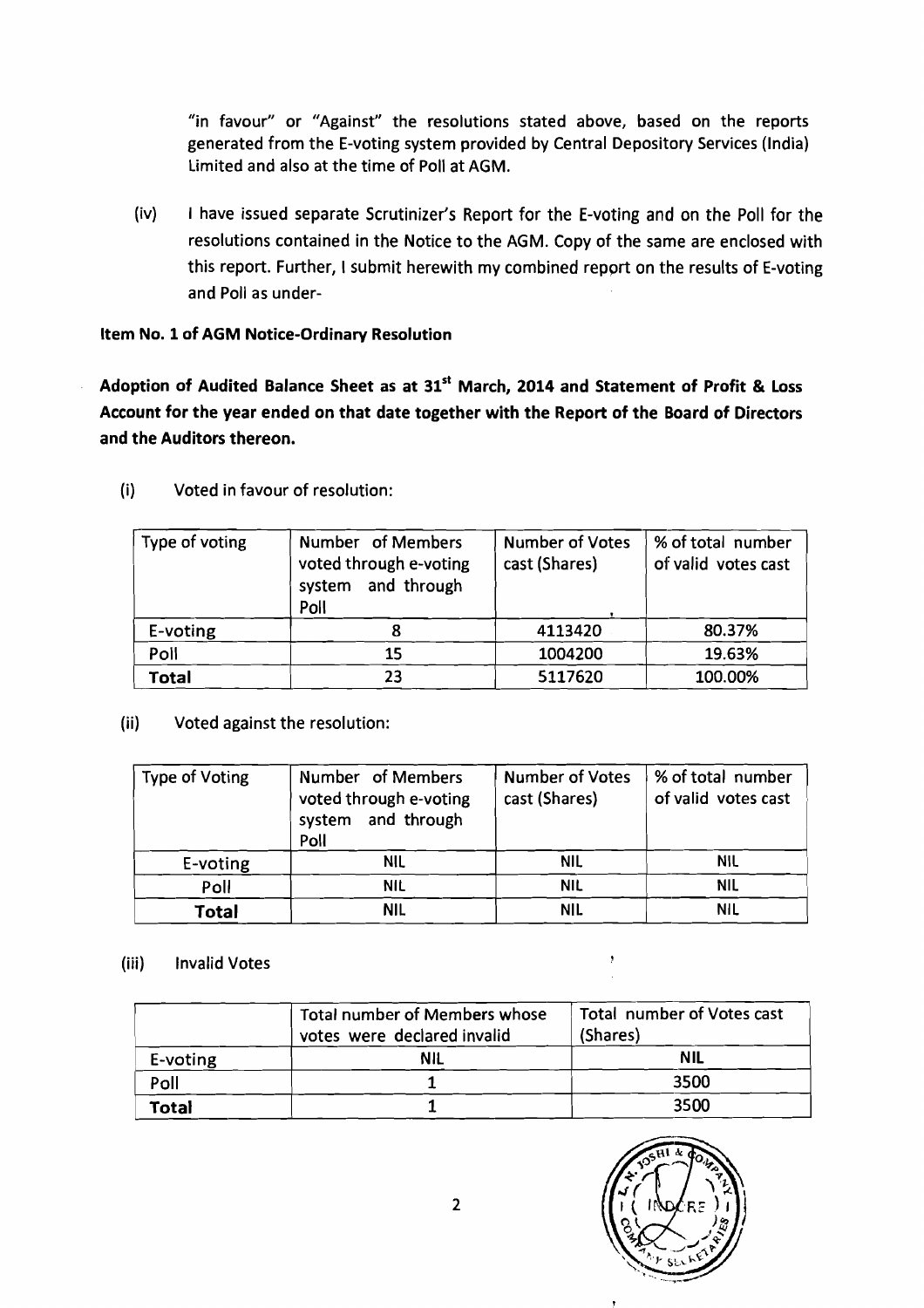"in favour" or "Against" the resolutions stated above, based on the reports generated from the E-voting system provided by Central Depository Services (India) Limited and also at the time of Poll at AGM.

(iv) I have issued separate Scrutinizer's Report for the E-voting and on the Poll for the resolutions contained in the Notice to the AGM. Copy of the same are enclosed with this report. Further, I submit herewith my combined report on the results of E-voting and Poll as under-

**Item No. 1 of AGM Notice-Ordinary Resolution**

**Adoption of Audited Balance Sheet as at 31st March, 2014 and Statement of Profit & Loss Account for the year ended on that date together with the Report of the Board of Directors and the Auditors thereon.**

(i) Voted in favour of resolution:

| Type of voting | Number of Members voted through e-voting system and through Poll | Number of Votes cast (Shares) | % of total number of valid votes cast |
|---|---|---|---|
| E-voting | 8 | 4113420 | 80.37% |
| Poll | 15 | 1004200 | 19.63% |
| **Total** | 23 | 5117620 | 100.00% |

(ii) Voted against the resolution:

| Type of Voting | Number of Members voted through e-voting system and through Poll | Number of Votes cast (Shares) | % of total number of valid votes cast |
|---|---|---|---|
| E-voting | NIL | NIL | NIL |
| Poll | NIL | NIL | NIL |
| **Total** | NIL | NIL | NIL |

(iii) Invalid Votes

| | Total number of Members whose votes were declared invalid | Total number of Votes cast (Shares) |
|---|---|---|
| E-voting | NIL | NIL |
| Poll | 1 | 3500 |
| **Total** | 1 | 3500 |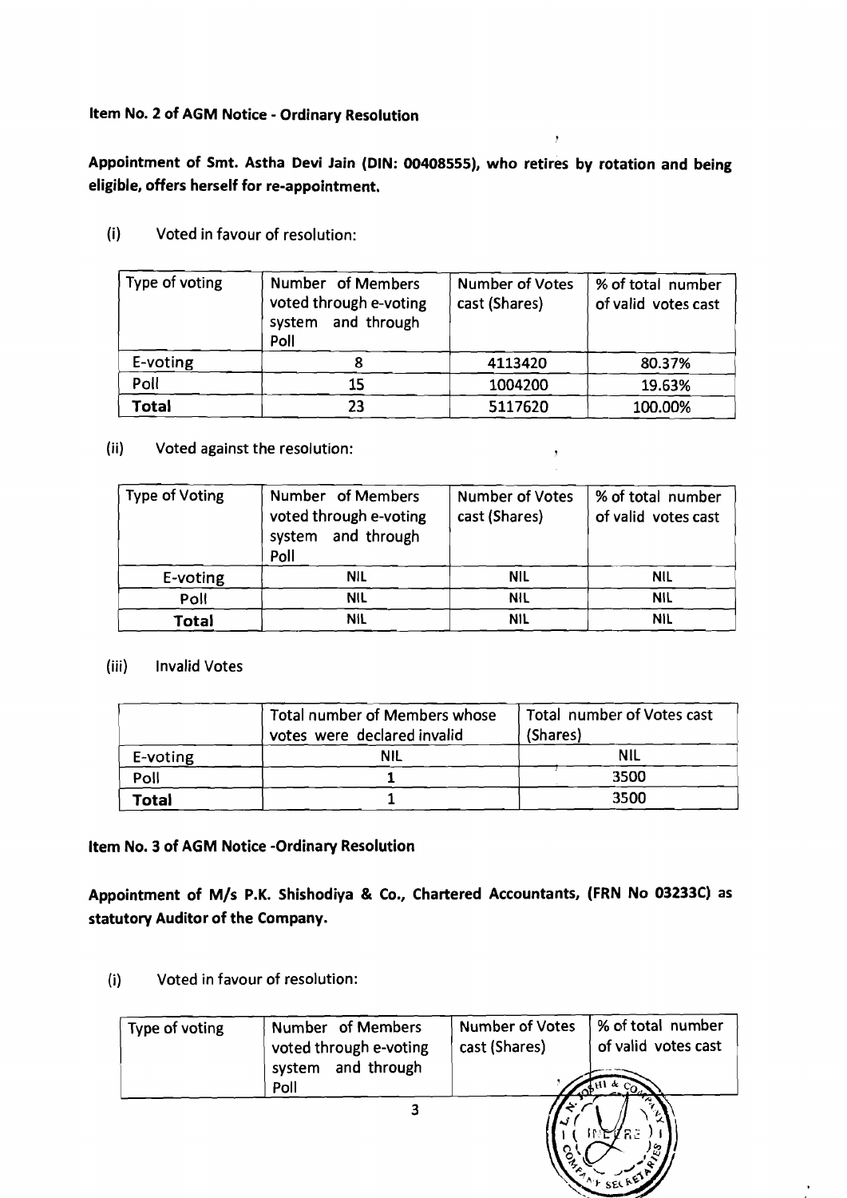**Item No. 2 of AGM Notice - Ordinary Resolution**

**Appointment of Smt. Astha Devi Jain (DIN: 00408555), who retires by rotation and being eligible, offers herself for re-appointment.**

(i) Voted in favour of resolution:

| Type of voting | Number of Members voted through e-voting system and through Poll | Number of Votes cast (Shares) | % of total number of valid votes cast |
|---|---|---|---|
| E-voting | 8 | 4113420 | 80.37% |
| Poll | 15 | 1004200 | 19.63% |
| **Total** | 23 | 5117620 | 100.00% |

(ii) Voted against the resolution:

| Type of Voting | Number of Members voted through e-voting system and through Poll | Number of Votes cast (Shares) | % of total number of valid votes cast |
|---|---|---|---|
| E-voting | NIL | NIL | NIL |
| Poll | NIL | NIL | NIL |
| **Total** | NIL | NIL | NIL |

(iii) Invalid Votes

| | Total number of Members whose votes were declared invalid | Total number of Votes cast (Shares) |
|---|---|---|
| E-voting | NIL | NIL |
| Poll | 1 | 3500 |
| **Total** | 1 | 3500 |

**Item No. 3 of AGM Notice -Ordinary Resolution**

**Appointment of M/s P.K. Shishodiya & Co., Chartered Accountants, (FRN No 03233C) as statutory Auditor of the Company.**

(i) Voted in favour of resolution:

| Type of voting | Number of Members voted through e-voting system and through Poll | Number of Votes cast (Shares) | % of total number of valid votes cast |
|---|---|---|---|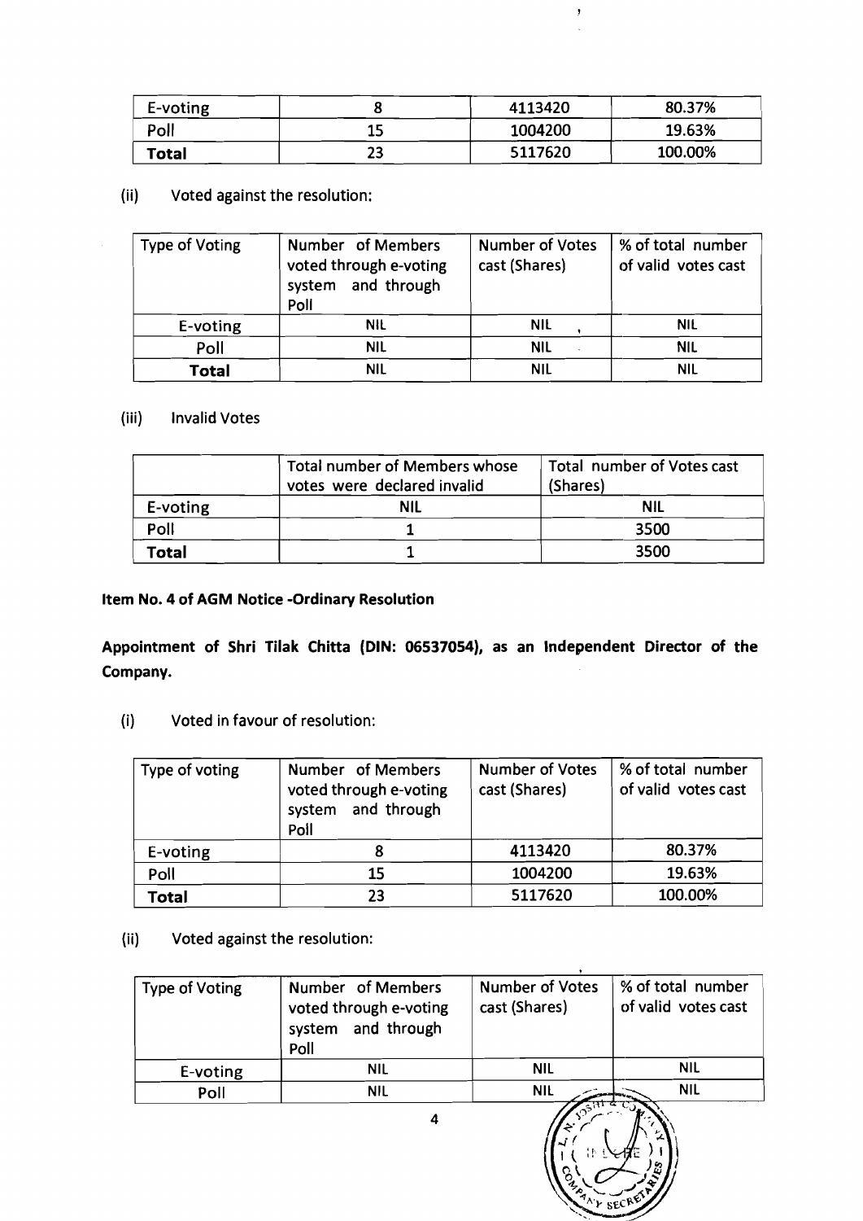| E-voting | 8 | 4113420 | 80.37% |
|---|---|---|---|
| Poll | 15 | 1004200 | 19.63% |
| **Total** | 23 | 5117620 | 100.00% |

(ii) Voted against the resolution:

| Type of Voting | Number of Members voted through e-voting system and through Poll | Number of Votes cast (Shares) | % of total number of valid votes cast |
|---|---|---|---|
| E-voting | NIL | NIL | NIL |
| Poll | NIL | NIL | NIL |
| **Total** | NIL | NIL | NIL |

(iii) Invalid Votes

| | Total number of Members whose votes were declared invalid | Total number of Votes cast (Shares) |
|---|---|---|
| E-voting | NIL | NIL |
| Poll | 1 | 3500 |
| **Total** | 1 | 3500 |

**Item No. 4 of AGM Notice -Ordinary Resolution**

**Appointment of Shri Tilak Chitta (DIN: 06537054), as an Independent Director of the Company.**

(i) Voted in favour of resolution:

| Type of voting | Number of Members voted through e-voting system and through Poll | Number of Votes cast (Shares) | % of total number of valid votes cast |
|---|---|---|---|
| E-voting | 8 | 4113420 | 80.37% |
| Poll | 15 | 1004200 | 19.63% |
| **Total** | 23 | 5117620 | 100.00% |

(ii) Voted against the resolution:

| Type of Voting | Number of Members voted through e-voting system and through Poll | Number of Votes cast (Shares) | % of total number of valid votes cast |
|---|---|---|---|
| E-voting | NIL | NIL | NIL |
| Poll | NIL | NIL | NIL |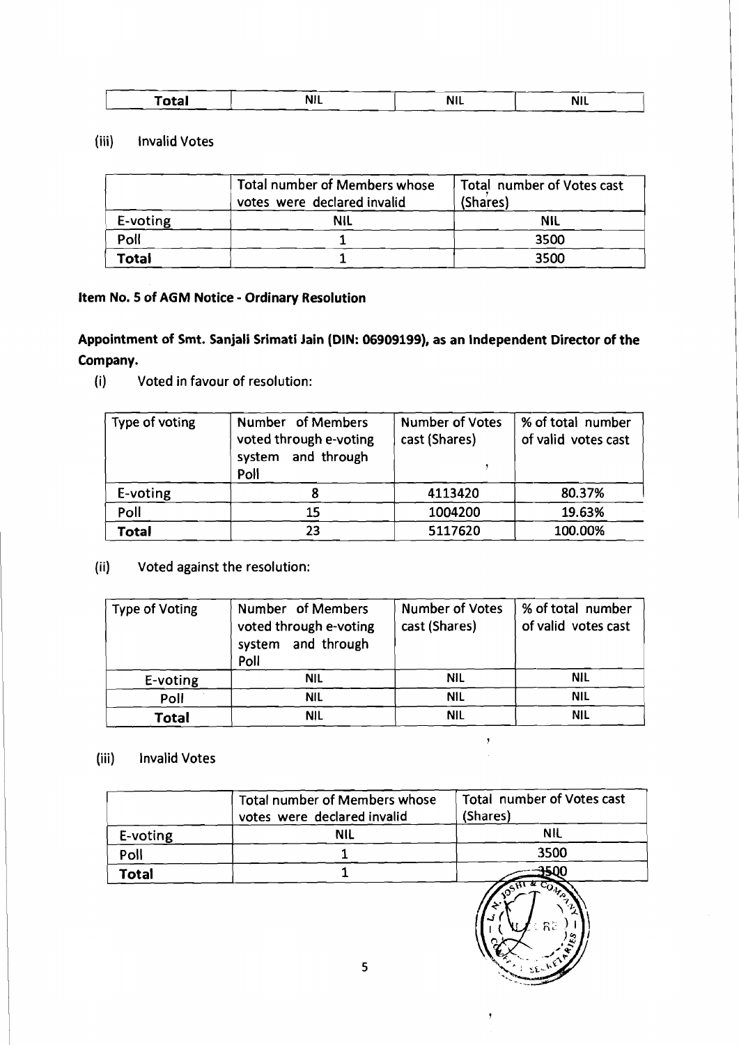| Total | NIL | NIL | NIL |
|---|---|---|---|

(iii) Invalid Votes

| | Total number of Members whose votes were declared invalid | Total number of Votes cast (Shares) |
|---|---|---|
| E-voting | NIL | NIL |
| Poll | 1 | 3500 |
| **Total** | 1 | 3500 |

**Item No. 5 of AGM Notice - Ordinary Resolution**

**Appointment of Smt. Sanjali Srimati Jain (DIN: 06909199), as an Independent Director of the Company.**

(i) Voted in favour of resolution:

| Type of voting | Number of Members voted through e-voting system and through Poll | Number of Votes cast (Shares) | % of total number of valid votes cast |
|---|---|---|---|
| E-voting | 8 | 4113420 | 80.37% |
| Poll | 15 | 1004200 | 19.63% |
| **Total** | 23 | 5117620 | 100.00% |

(ii) Voted against the resolution:

| Type of Voting | Number of Members voted through e-voting system and through Poll | Number of Votes cast (Shares) | % of total number of valid votes cast |
|---|---|---|---|
| E-voting | NIL | NIL | NIL |
| Poll | NIL | NIL | NIL |
| **Total** | NIL | NIL | NIL |

(iii) Invalid Votes

| | Total number of Members whose votes were declared invalid | Total number of Votes cast (Shares) |
|---|---|---|
| E-voting | NIL | NIL |
| Poll | 1 | 3500 |
| **Total** | 1 | 3500 |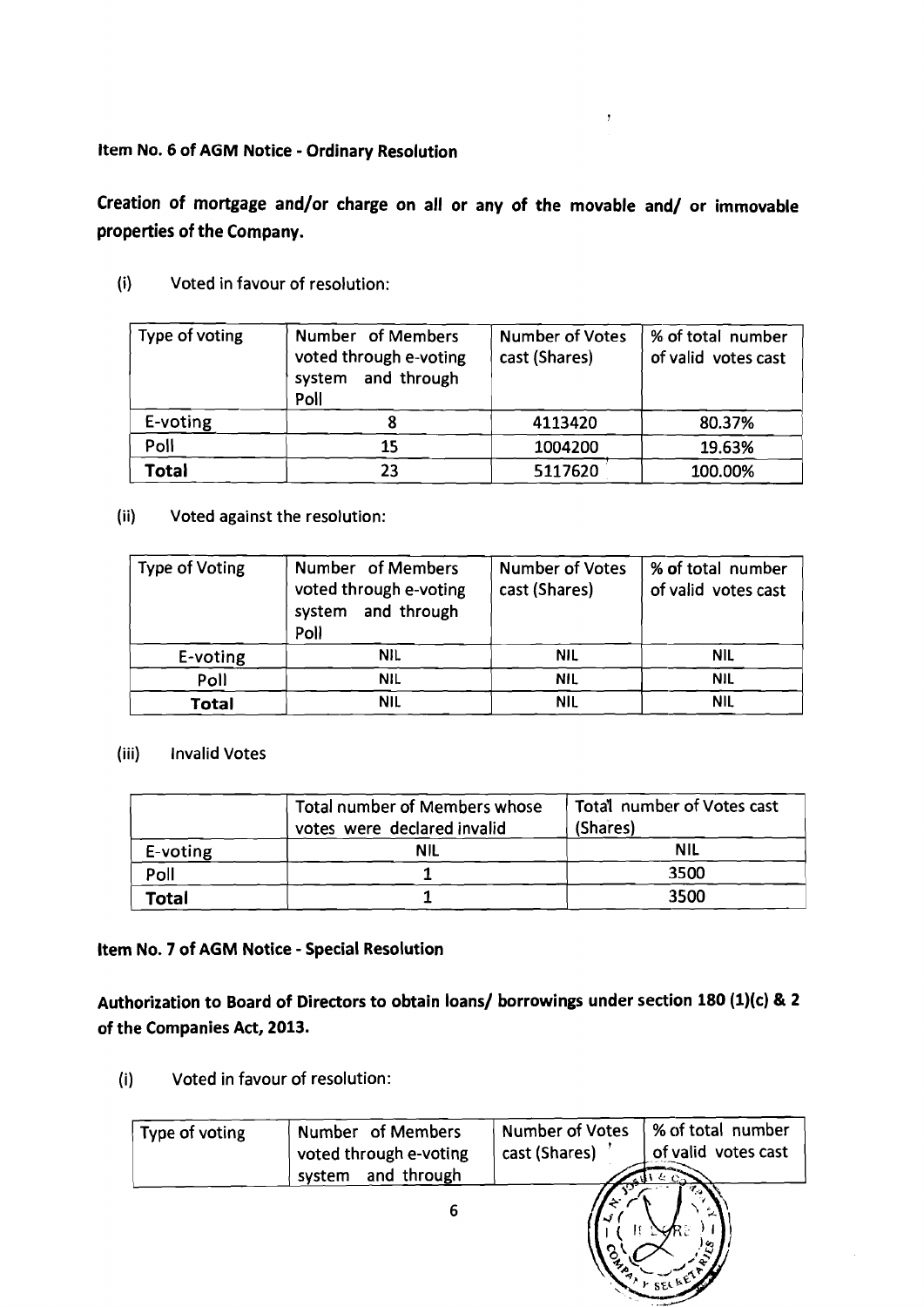**Item No. 6 of AGM Notice - Ordinary Resolution**

**Creation of mortgage and/or charge on all or any of the movable and/ or immovable properties of the Company.**

(i) Voted in favour of resolution:

| Type of voting | Number of Members voted through e-voting system and through Poll | Number of Votes cast (Shares) | % of total number of valid votes cast |
|---|---|---|---|
| E-voting | 8 | 4113420 | 80.37% |
| Poll | 15 | 1004200 | 19.63% |
| **Total** | 23 | 5117620 | 100.00% |

(ii) Voted against the resolution:

| Type of Voting | Number of Members voted through e-voting system and through Poll | Number of Votes cast (Shares) | % of total number of valid votes cast |
|---|---|---|---|
| E-voting | NIL | NIL | NIL |
| Poll | NIL | NIL | NIL |
| **Total** | NIL | NIL | NIL |

(iii) Invalid Votes

| | Total number of Members whose votes were declared invalid | Total number of Votes cast (Shares) |
|---|---|---|
| E-voting | NIL | NIL |
| Poll | 1 | 3500 |
| **Total** | 1 | 3500 |

**Item No. 7 of AGM Notice - Special Resolution**

**Authorization to Board of Directors to obtain loans/ borrowings under section 180 (1)(c) & 2 of the Companies Act, 2013.**

(i) Voted in favour of resolution:

| Type of voting | Number of Members voted through e-voting system and through | Number of Votes cast (Shares) | % of total number of valid votes cast |
|---|---|---|---|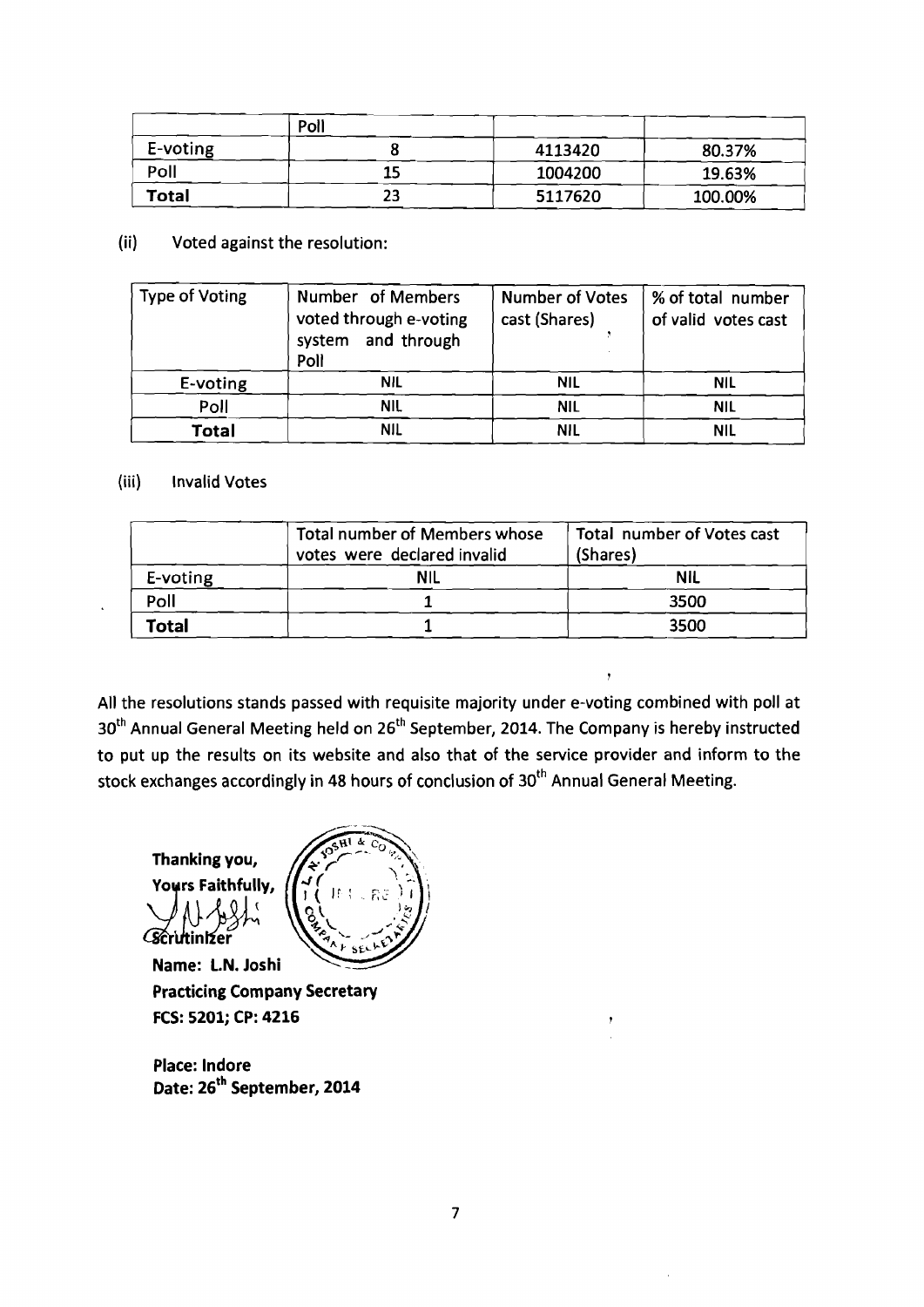| | Poll | | |
|---|---|---|---|
| E-voting | 8 | 4113420 | 80.37% |
| Poll | 15 | 1004200 | 19.63% |
| **Total** | 23 | 5117620 | 100.00% |

(ii) Voted against the resolution:

| Type of Voting | Number of Members voted through e-voting system and through Poll | Number of Votes cast (Shares) | % of total number of valid votes cast |
|---|---|---|---|
| E-voting | NIL | NIL | NIL |
| Poll | NIL | NIL | NIL |
| **Total** | NIL | NIL | NIL |

(iii) Invalid Votes

| | Total number of Members whose votes were declared invalid | Total number of Votes cast (Shares) |
|---|---|---|
| E-voting | NIL | NIL |
| Poll | 1 | 3500 |
| **Total** | 1 | 3500 |

All the resolutions stands passed with requisite majority under e-voting combined with poll at 30th Annual General Meeting held on 26th September, 2014. The Company is hereby instructed to put up the results on its website and also that of the service provider and inform to the stock exchanges accordingly in 48 hours of conclusion of 30th Annual General Meeting.

**Thanking you,**

**Yours Faithfully,**

**Scrutinizer**

**Name: L.N. Joshi**

**Practicing Company Secretary**

**FCS: 5201; CP: 4216**

**Place: Indore**

**Date: 26th September, 2014**